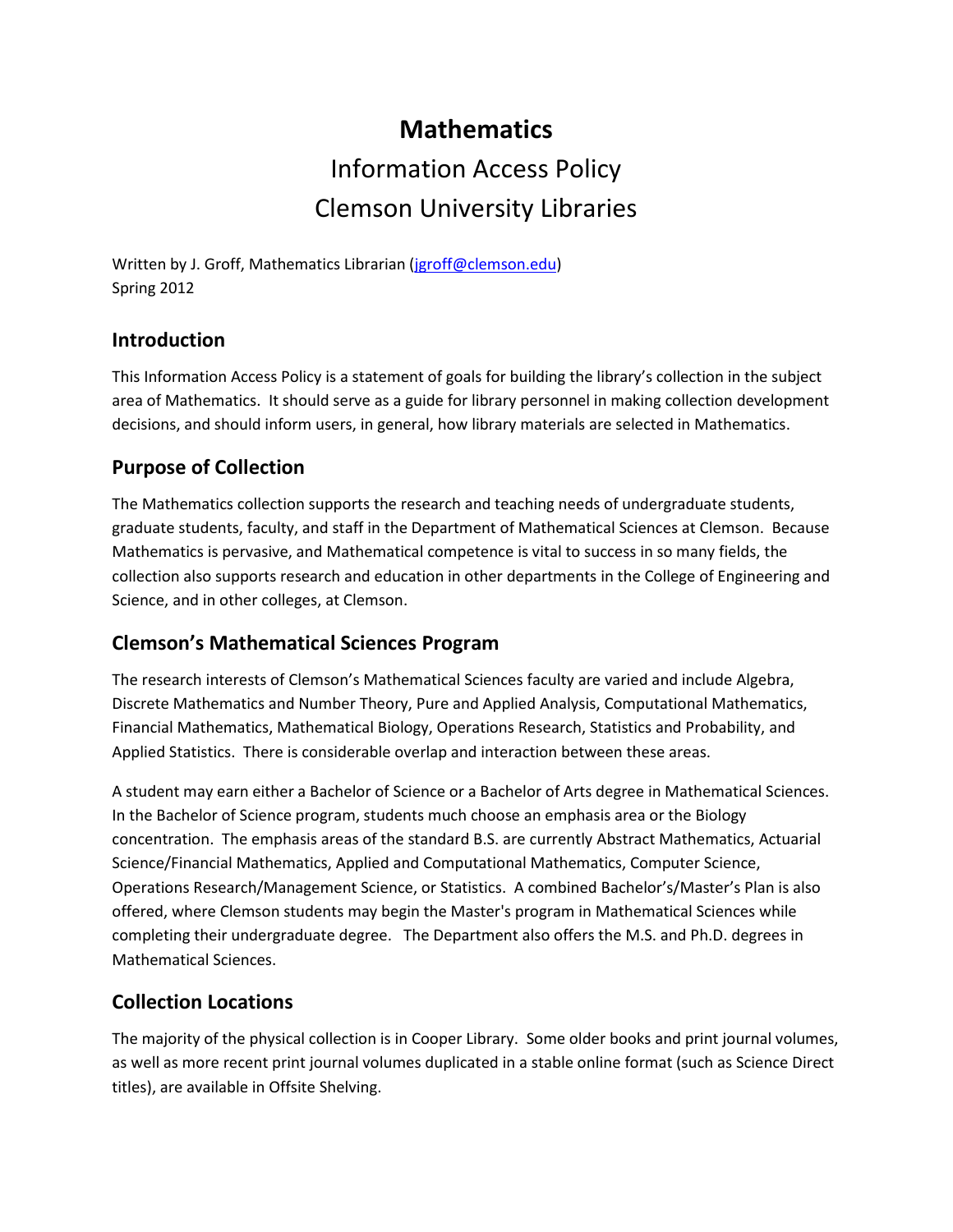# Mathematics

Information Access Policy

Clemson University Libraries

Written by J. Groff, Mathematics Librarian (jgroff@clemson.edu)
Spring 2012

## Introduction

This Information Access Policy is a statement of goals for building the library's collection in the subject area of Mathematics. It should serve as a guide for library personnel in making collection development decisions, and should inform users, in general, how library materials are selected in Mathematics.

## Purpose of Collection

The Mathematics collection supports the research and teaching needs of undergraduate students, graduate students, faculty, and staff in the Department of Mathematical Sciences at Clemson. Because Mathematics is pervasive, and Mathematical competence is vital to success in so many fields, the collection also supports research and education in other departments in the College of Engineering and Science, and in other colleges, at Clemson.

## Clemson's Mathematical Sciences Program

The research interests of Clemson's Mathematical Sciences faculty are varied and include Algebra, Discrete Mathematics and Number Theory, Pure and Applied Analysis, Computational Mathematics, Financial Mathematics, Mathematical Biology, Operations Research, Statistics and Probability, and Applied Statistics. There is considerable overlap and interaction between these areas.

A student may earn either a Bachelor of Science or a Bachelor of Arts degree in Mathematical Sciences. In the Bachelor of Science program, students much choose an emphasis area or the Biology concentration. The emphasis areas of the standard B.S. are currently Abstract Mathematics, Actuarial Science/Financial Mathematics, Applied and Computational Mathematics, Computer Science, Operations Research/Management Science, or Statistics. A combined Bachelor's/Master's Plan is also offered, where Clemson students may begin the Master's program in Mathematical Sciences while completing their undergraduate degree. The Department also offers the M.S. and Ph.D. degrees in Mathematical Sciences.

## Collection Locations

The majority of the physical collection is in Cooper Library. Some older books and print journal volumes, as well as more recent print journal volumes duplicated in a stable online format (such as Science Direct titles), are available in Offsite Shelving.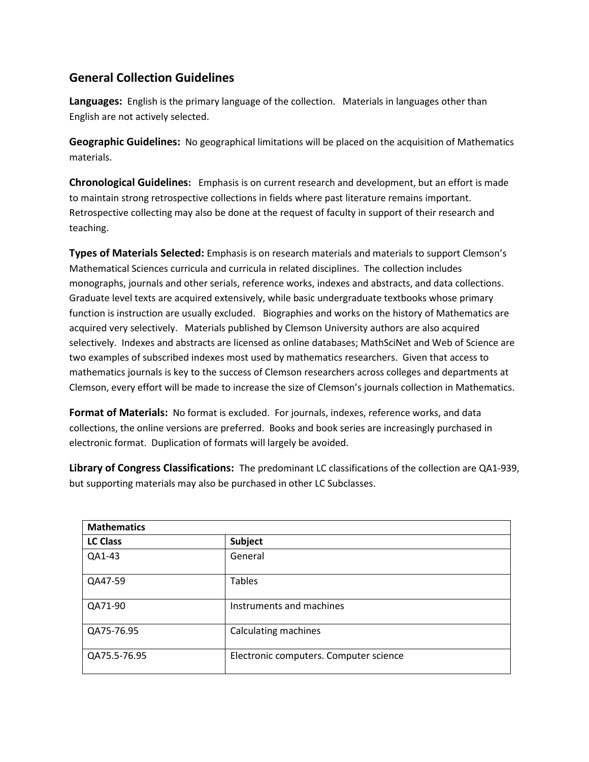## General Collection Guidelines

**Languages:** English is the primary language of the collection. Materials in languages other than English are not actively selected.

**Geographic Guidelines:** No geographical limitations will be placed on the acquisition of Mathematics materials.

**Chronological Guidelines:** Emphasis is on current research and development, but an effort is made to maintain strong retrospective collections in fields where past literature remains important. Retrospective collecting may also be done at the request of faculty in support of their research and teaching.

**Types of Materials Selected:** Emphasis is on research materials and materials to support Clemson's Mathematical Sciences curricula and curricula in related disciplines. The collection includes monographs, journals and other serials, reference works, indexes and abstracts, and data collections. Graduate level texts are acquired extensively, while basic undergraduate textbooks whose primary function is instruction are usually excluded. Biographies and works on the history of Mathematics are acquired very selectively. Materials published by Clemson University authors are also acquired selectively. Indexes and abstracts are licensed as online databases; MathSciNet and Web of Science are two examples of subscribed indexes most used by mathematics researchers. Given that access to mathematics journals is key to the success of Clemson researchers across colleges and departments at Clemson, every effort will be made to increase the size of Clemson's journals collection in Mathematics.

**Format of Materials:** No format is excluded. For journals, indexes, reference works, and data collections, the online versions are preferred. Books and book series are increasingly purchased in electronic format. Duplication of formats will largely be avoided.

**Library of Congress Classifications:** The predominant LC classifications of the collection are QA1-939, but supporting materials may also be purchased in other LC Subclasses.

| Mathematics | |
|---|---|
| **LC Class** | **Subject** |
| QA1-43 | General |
| QA47-59 | Tables |
| QA71-90 | Instruments and machines |
| QA75-76.95 | Calculating machines |
| QA75.5-76.95 | Electronic computers. Computer science |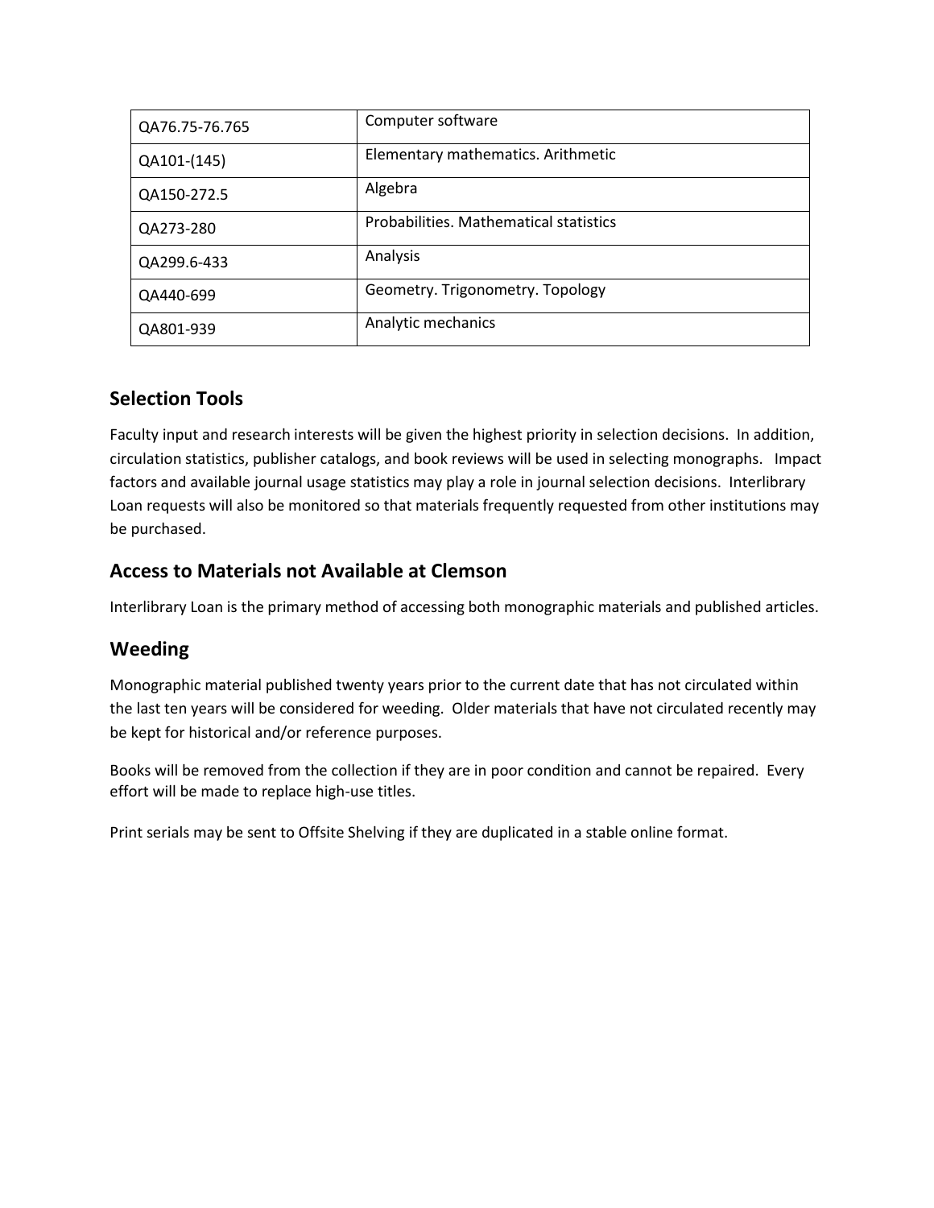| | |
|---|---|
| QA76.75-76.765 | Computer software |
| QA101-(145) | Elementary mathematics. Arithmetic |
| QA150-272.5 | Algebra |
| QA273-280 | Probabilities. Mathematical statistics |
| QA299.6-433 | Analysis |
| QA440-699 | Geometry. Trigonometry. Topology |
| QA801-939 | Analytic mechanics |

## Selection Tools

Faculty input and research interests will be given the highest priority in selection decisions. In addition, circulation statistics, publisher catalogs, and book reviews will be used in selecting monographs. Impact factors and available journal usage statistics may play a role in journal selection decisions. Interlibrary Loan requests will also be monitored so that materials frequently requested from other institutions may be purchased.

## Access to Materials not Available at Clemson

Interlibrary Loan is the primary method of accessing both monographic materials and published articles.

## Weeding

Monographic material published twenty years prior to the current date that has not circulated within the last ten years will be considered for weeding. Older materials that have not circulated recently may be kept for historical and/or reference purposes.

Books will be removed from the collection if they are in poor condition and cannot be repaired. Every effort will be made to replace high-use titles.

Print serials may be sent to Offsite Shelving if they are duplicated in a stable online format.